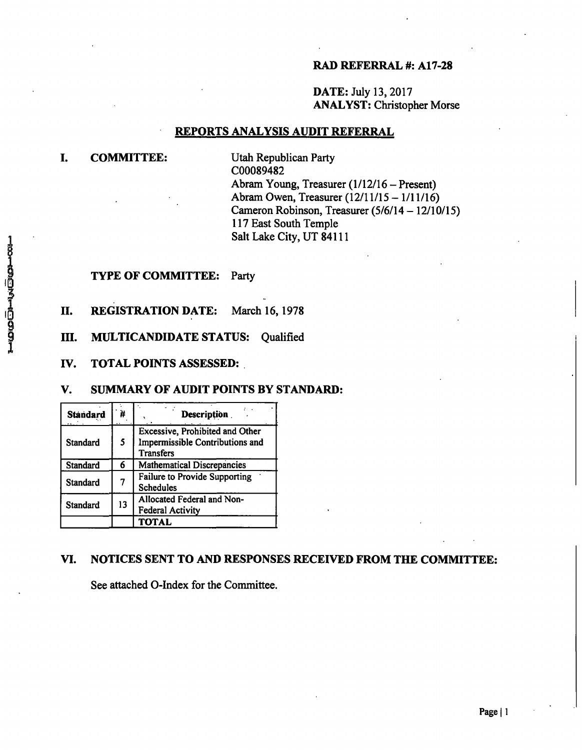**RAD REFERRAL #: A17-28**

**DATE:** July 13, 2017
**ANALYST:** Christopher Morse

## REPORTS ANALYSIS AUDIT REFERRAL

**I. COMMITTEE:**

Utah Republican Party
C00089482
Abram Young, Treasurer (1/12/16 – Present)
Abram Owen, Treasurer (12/11/15 – 1/11/16)
Cameron Robinson, Treasurer (5/6/14 – 12/10/15)
117 East South Temple
Salt Lake City, UT 84111

**TYPE OF COMMITTEE:** Party

**II. REGISTRATION DATE:** March 16, 1978

**III. MULTICANDIDATE STATUS:** Qualified

**IV. TOTAL POINTS ASSESSED:**

**V. SUMMARY OF AUDIT POINTS BY STANDARD:**

| Standard | # | Description |
|---|---|---|
| Standard | 5 | Excessive, Prohibited and Other Impermissible Contributions and Transfers |
| Standard | 6 | Mathematical Discrepancies |
| Standard | 7 | Failure to Provide Supporting Schedules |
| Standard | 13 | Allocated Federal and Non-Federal Activity |
| | | **TOTAL** |

**VI. NOTICES SENT TO AND RESPONSES RECEIVED FROM THE COMMITTEE:**

See attached O-Index for the Committee.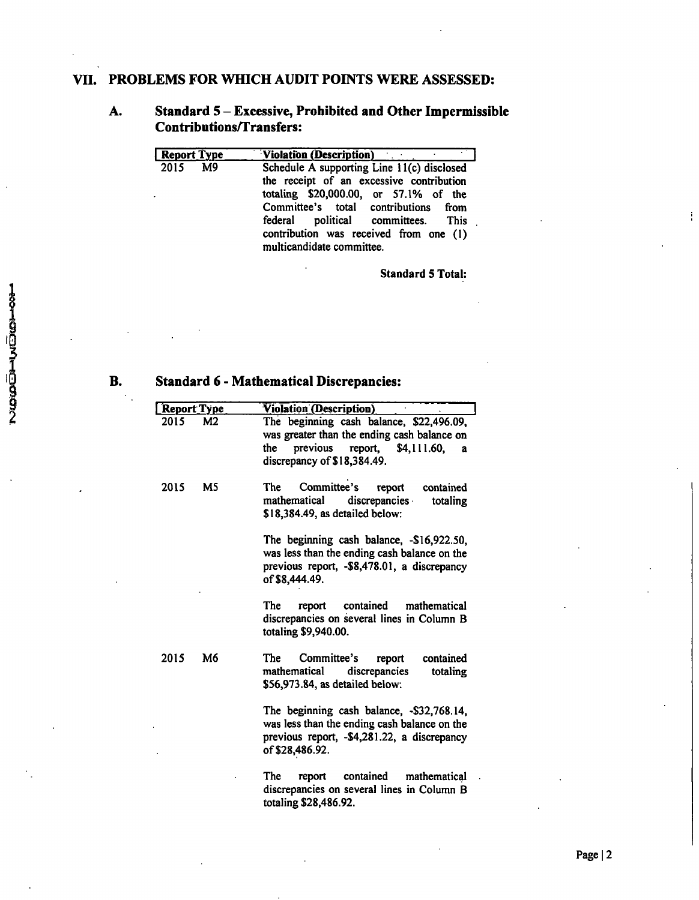## VII. PROBLEMS FOR WHICH AUDIT POINTS WERE ASSESSED:

### A. Standard 5 – Excessive, Prohibited and Other Impermissible Contributions/Transfers:

| Report Type | Violation (Description) |
|---|---|
| 2015 M9 | Schedule A supporting Line 11(c) disclosed the receipt of an excessive contribution totaling $20,000.00, or 57.1% of the Committee's total contributions from federal political committees. This contribution was received from one (1) multicandidate committee. |

**Standard 5 Total:**

### B. Standard 6 - Mathematical Discrepancies:

| Report Type | Violation (Description) |
|---|---|
| 2015 M2 | The beginning cash balance, $22,496.09, was greater than the ending cash balance on the previous report, $4,111.60, a discrepancy of $18,384.49. |
| 2015 M5 | The Committee's report contained mathematical discrepancies totaling $18,384.49, as detailed below:<br><br>The beginning cash balance, -$16,922.50, was less than the ending cash balance on the previous report, -$8,478.01, a discrepancy of $8,444.49.<br><br>The report contained mathematical discrepancies on several lines in Column B totaling $9,940.00. |
| 2015 M6 | The Committee's report contained mathematical discrepancies totaling $56,973.84, as detailed below:<br><br>The beginning cash balance, -$32,768.14, was less than the ending cash balance on the previous report, -$4,281.22, a discrepancy of $28,486.92.<br><br>The report contained mathematical discrepancies on several lines in Column B totaling $28,486.92. |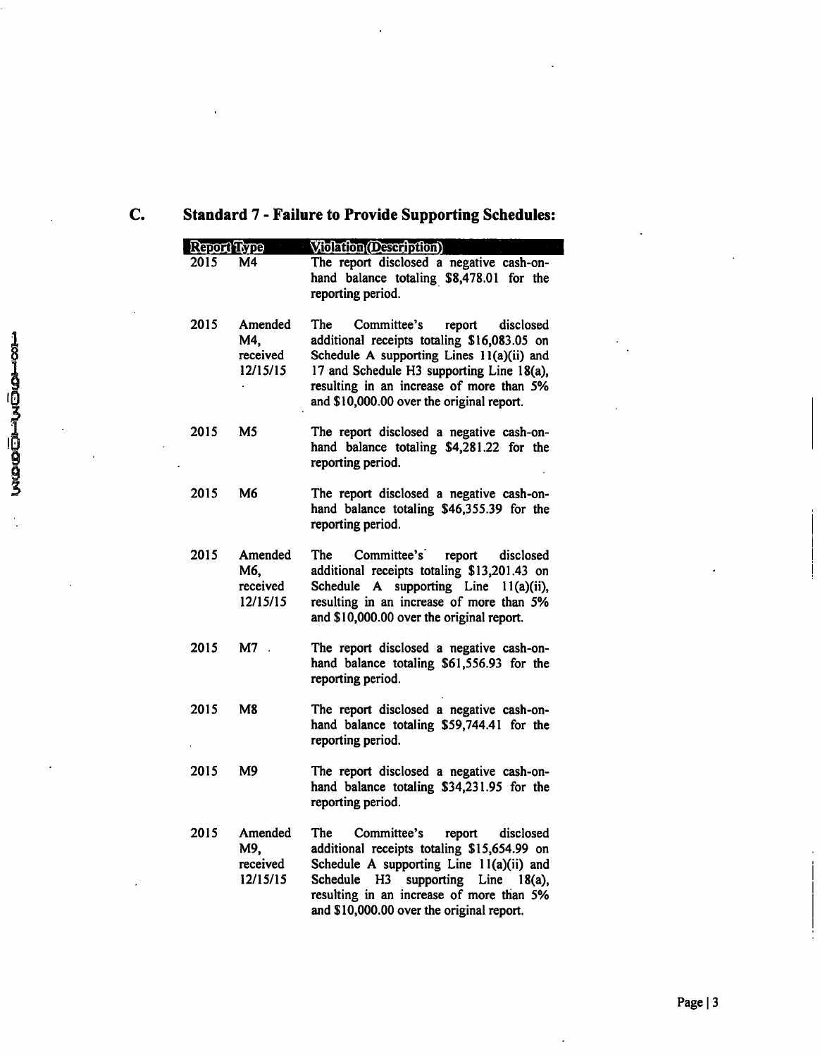## C. Standard 7 - Failure to Provide Supporting Schedules:

| Report Type | | Violation (Description) |
|---|---|---|
| 2015 | M4 | The report disclosed a negative cash-on-hand balance totaling $8,478.01 for the reporting period. |
| 2015 | Amended M4, received 12/15/15 | The Committee's report disclosed additional receipts totaling $16,083.05 on Schedule A supporting Lines 11(a)(ii) and 17 and Schedule H3 supporting Line 18(a), resulting in an increase of more than 5% and $10,000.00 over the original report. |
| 2015 | M5 | The report disclosed a negative cash-on-hand balance totaling $4,281.22 for the reporting period. |
| 2015 | M6 | The report disclosed a negative cash-on-hand balance totaling $46,355.39 for the reporting period. |
| 2015 | Amended M6, received 12/15/15 | The Committee's report disclosed additional receipts totaling $13,201.43 on Schedule A supporting Line 11(a)(ii), resulting in an increase of more than 5% and $10,000.00 over the original report. |
| 2015 | M7 | The report disclosed a negative cash-on-hand balance totaling $61,556.93 for the reporting period. |
| 2015 | M8 | The report disclosed a negative cash-on-hand balance totaling $59,744.41 for the reporting period. |
| 2015 | M9 | The report disclosed a negative cash-on-hand balance totaling $34,231.95 for the reporting period. |
| 2015 | Amended M9, received 12/15/15 | The Committee's report disclosed additional receipts totaling $15,654.99 on Schedule A supporting Line 11(a)(ii) and Schedule H3 supporting Line 18(a), resulting in an increase of more than 5% and $10,000.00 over the original report. |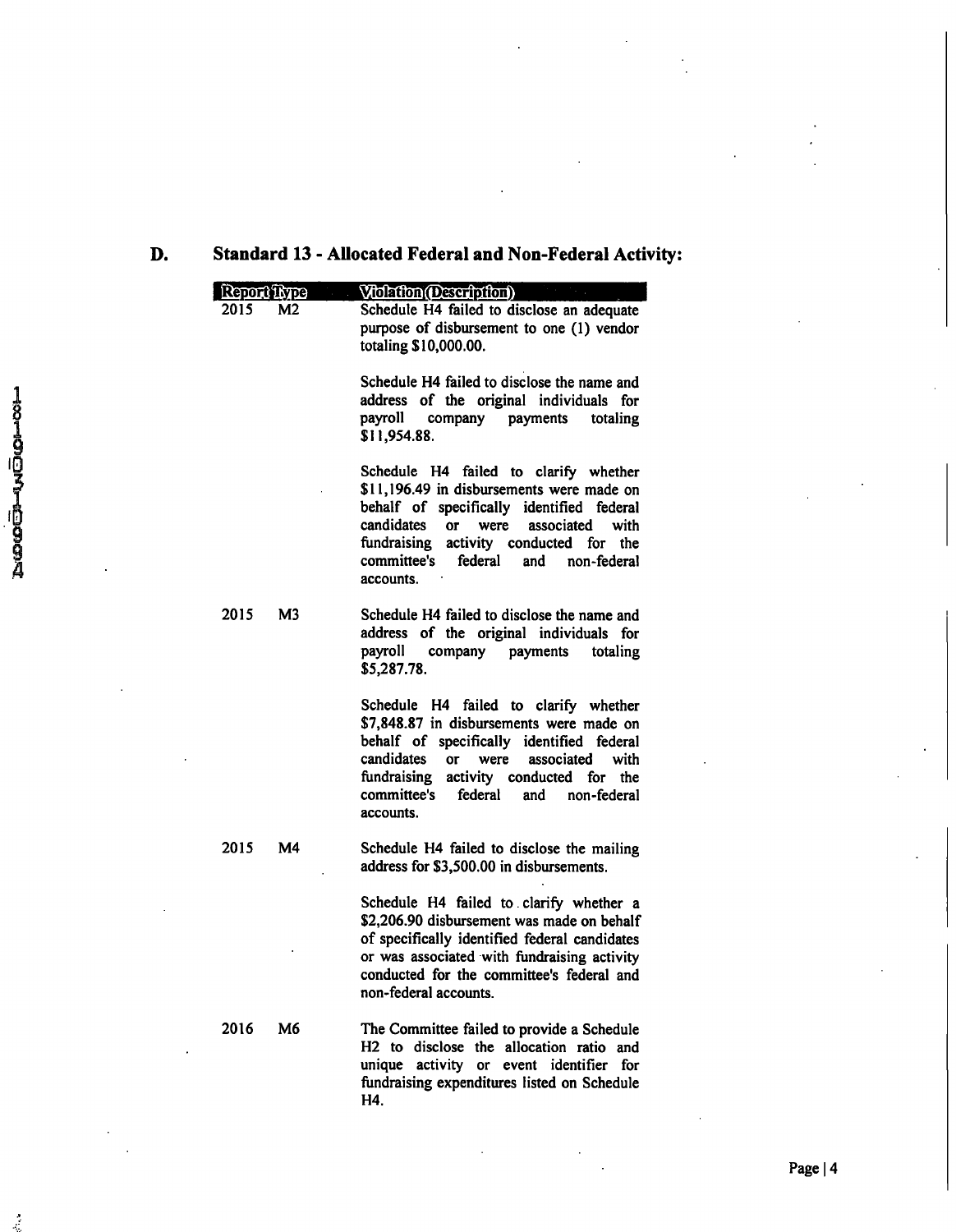## D. Standard 13 - Allocated Federal and Non-Federal Activity:

| Report | Type | Violation (Description) |
|---|---|---|
| 2015 | M2 | Schedule H4 failed to disclose an adequate purpose of disbursement to one (1) vendor totaling $10,000.00. |
| | | Schedule H4 failed to disclose the name and address of the original individuals for payroll company payments totaling $11,954.88. |
| | | Schedule H4 failed to clarify whether $11,196.49 in disbursements were made on behalf of specifically identified federal candidates or were associated with fundraising activity conducted for the committee's federal and non-federal accounts. |
| 2015 | M3 | Schedule H4 failed to disclose the name and address of the original individuals for payroll company payments totaling $5,287.78. |
| | | Schedule H4 failed to clarify whether $7,848.87 in disbursements were made on behalf of specifically identified federal candidates or were associated with fundraising activity conducted for the committee's federal and non-federal accounts. |
| 2015 | M4 | Schedule H4 failed to disclose the mailing address for $3,500.00 in disbursements. |
| | | Schedule H4 failed to clarify whether a $2,206.90 disbursement was made on behalf of specifically identified federal candidates or was associated with fundraising activity conducted for the committee's federal and non-federal accounts. |
| 2016 | M6 | The Committee failed to provide a Schedule H2 to disclose the allocation ratio and unique activity or event identifier for fundraising expenditures listed on Schedule H4. |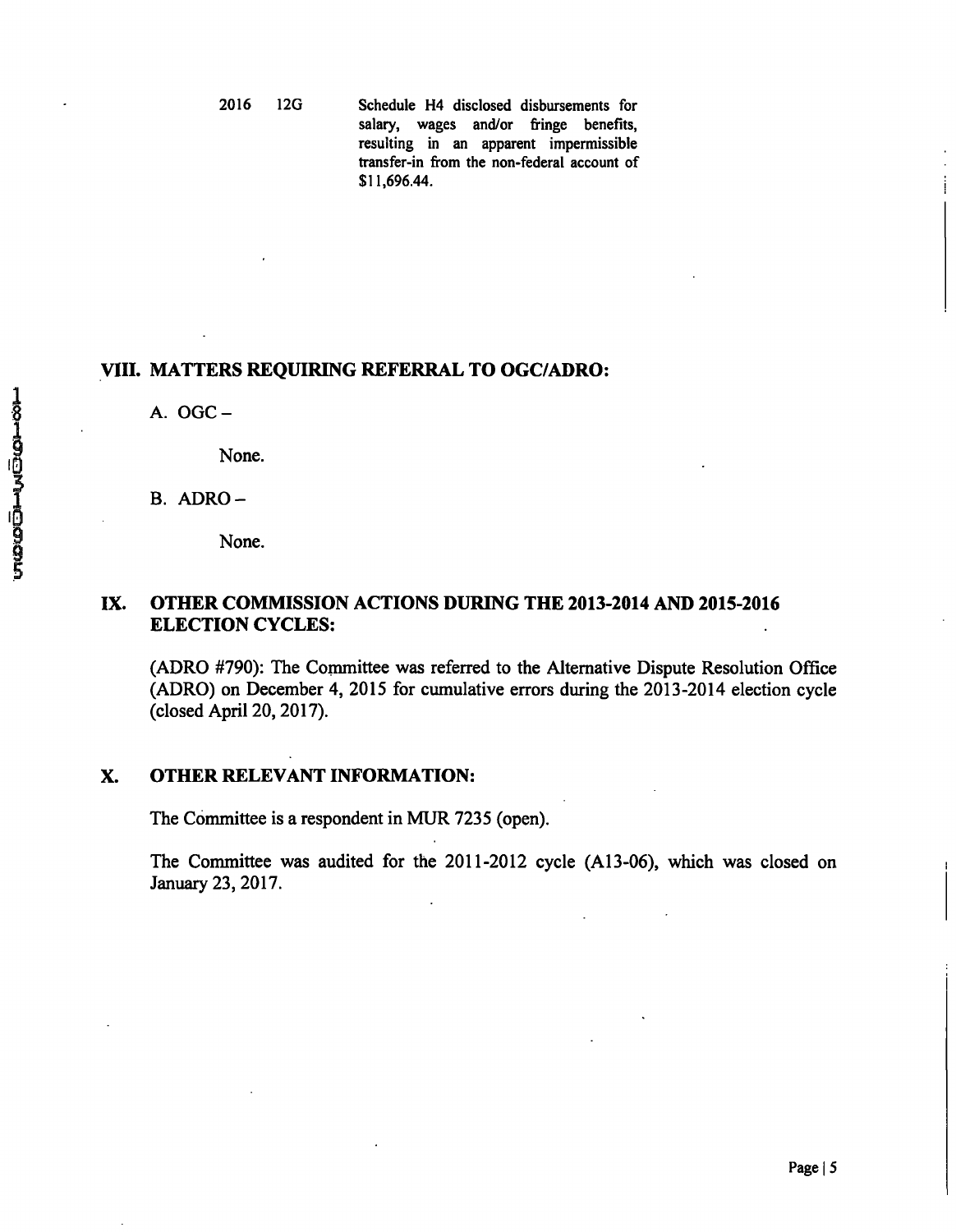| | | |
|---|---|---|
| 2016 | 12G | Schedule H4 disclosed disbursements for salary, wages and/or fringe benefits, resulting in an apparent impermissible transfer-in from the non-federal account of $11,696.44. |

## VIII. MATTERS REQUIRING REFERRAL TO OGC/ADRO:

A. OGC –

None.

B. ADRO –

None.

## IX. OTHER COMMISSION ACTIONS DURING THE 2013-2014 AND 2015-2016 ELECTION CYCLES:

(ADRO #790): The Committee was referred to the Alternative Dispute Resolution Office (ADRO) on December 4, 2015 for cumulative errors during the 2013-2014 election cycle (closed April 20, 2017).

## X. OTHER RELEVANT INFORMATION:

The Committee is a respondent in MUR 7235 (open).

The Committee was audited for the 2011-2012 cycle (A13-06), which was closed on January 23, 2017.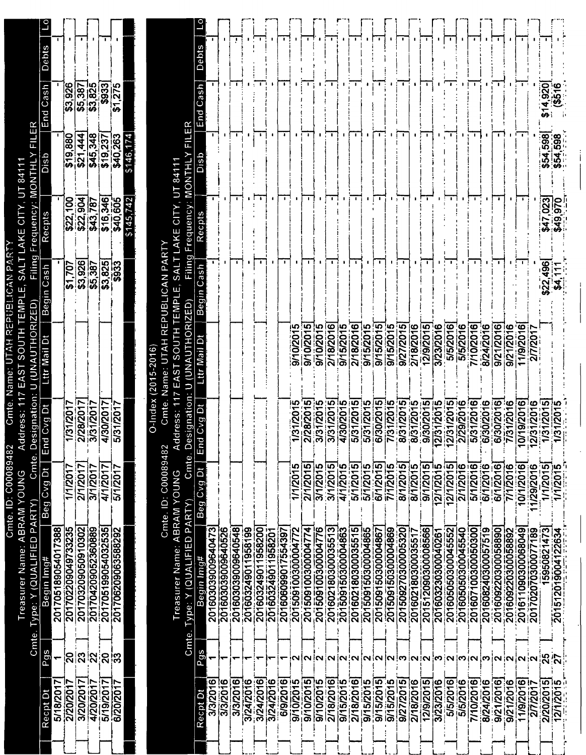Cmte. ID: C00089482 Cmte. Name: UTAH REPUBLICAN PARTY

Treasurer Name: ABRAM YOUNG Address: 117 EAST SOUTH TEMPLE, SALT LAKE CITY, UT 84111

Cmte. Type: Y (QUALIFIED PARTY) Cmte. Designation: U (UNAUTHORIZED) Filing Frequency: MONTHLY FILER

| Recpt Dt | Pgs | Begin Img# | Beg Cvg Dt | End Cvg Dt | Lttr Mail Dt | Begin Cash | Recpts | Disb | End Cash | Debts | Lo |
|---|---|---|---|---|---|---|---|---|---|---|---|
| 5/18/2017 | 1 | 201705189054017388 | | | | - | - | - | - | - | |
| 2/20/2017 | 20 | 201702209049733235 | 1/1/2017 | 1/31/2017 | | $1,707 | $22,100 | $19,880 | $3,926 | - | |
| 3/20/2017 | 23 | 201703209050910302 | 2/1/2017 | 2/28/2017 | | $3,926 | $22,904 | $21,444 | $5,387 | - | |
| 4/20/2017 | 22 | 201704209052360889 | 3/1/2017 | 3/31/2017 | | $5,387 | $43,787 | $45,348 | $3,825 | - | |
| 5/19/2017 | 20 | 201705199054032535 | 4/1/2017 | 4/30/2017 | | $3,825 | $16,346 | $19,237 | $933 | - | |
| 6/20/2017 | 33 | 201706209063588292 | 5/1/2017 | 5/31/2017 | | $933 | $40,605 | $40,263 | $1,275 | - | |
| | | | | | | | $145,742 | $146,174 | | | |

O-Index (2015-2016)

Cmte. ID: C00089482 Cmte. Name: UTAH REPUBLICAN PARTY

Treasurer Name: ABRAM YOUNG Address: 117 EAST SOUTH TEMPLE, SALT LAKE CITY, UT 84111

Cmte. Type: Y (QUALIFIED PARTY) Cmte. Designation: U (UNAUTHORIZED) Filing Frequency: MONTHLY FILER

| Recpt Dt | Pgs | Begin Img# | Beg Cvg Dt | End Cvg Dt | Lttr Mail Dt | Begin Cash | Recpts | Disb | End Cash | Debts | Lo |
|---|---|---|---|---|---|---|---|---|---|---|---|
| 3/3/2016 | 1 | 201603039009640473 | | | | - | - | - | - | - | |
| 3/3/2016 | 1 | 201603039009640526 | | | | - | - | - | - | - | |
| 3/3/2016 | 1 | 201603039009640548 | | | | - | - | - | - | - | |
| 3/24/2016 | 1 | 201603249011958199 | | | | - | - | - | - | - | |
| 3/24/2016 | 1 | 201603249011958200 | | | | - | - | - | - | - | |
| 3/24/2016 | 1 | 201603249011958201 | | | | - | - | - | - | - | |
| 6/9/2016 | 1 | 201606099017554397 | | | | - | - | - | - | - | |
| 9/10/2015 | 2 | 201509100300004772 | 1/1/2015 | 1/31/2015 | 9/10/2015 | - | - | - | - | - | |
| 9/10/2015 | 2 | 201509100300004774 | 2/1/2015 | 2/28/2015 | 9/10/2015 | - | - | - | - | - | |
| 9/10/2015 | 2 | 201509100300004776 | 3/1/2015 | 3/31/2015 | 9/10/2015 | - | - | - | - | - | |
| 2/18/2016 | 2 | 201602180300035513 | 3/1/2015 | 3/31/2015 | 2/18/2016 | - | - | - | - | - | |
| 9/15/2015 | 2 | 201509150300004863 | 4/1/2015 | 4/30/2015 | 9/15/2015 | - | - | - | - | - | |
| 2/18/2016 | 2 | 201602180300035515 | 5/1/2015 | 5/31/2015 | 2/18/2016 | - | - | - | - | - | |
| 9/15/2015 | 2 | 201509150300004865 | 5/1/2015 | 5/31/2015 | 9/15/2015 | - | - | - | - | - | |
| 9/15/2015 | 2 | 201509150300004867 | 6/1/2015 | 6/30/2015 | 9/15/2015 | - | - | - | - | - | |
| 9/15/2015 | 2 | 201509150300004869 | 7/1/2015 | 7/31/2015 | 9/15/2015 | - | - | - | - | - | |
| 9/27/2015 | 3 | 201509270300005320 | 8/1/2015 | 8/31/2015 | 9/27/2015 | - | - | - | - | - | |
| 2/18/2016 | 2 | 201602180300035517 | 8/1/2015 | 8/31/2015 | 2/18/2016 | - | - | - | - | - | |
| 12/9/2015 | 2 | 201512090300008566 | 9/1/2015 | 9/30/2015 | 12/9/2015 | - | - | - | - | - | |
| 3/23/2016 | 3 | 201603230300040261 | 12/1/2015 | 12/31/2015 | 3/23/2016 | - | - | - | - | - | |
| 5/5/2016 | 3 | 201605050300045552 | 12/1/2015 | 12/31/2015 | 5/5/2016 | - | - | - | - | - | |
| 5/5/2016 | 3 | 201605050300045540 | 2/1/2016 | 2/29/2016 | 5/5/2016 | - | - | - | - | - | |
| 7/10/2016 | 2 | 201607100300050300 | 5/1/2016 | 5/31/2016 | 7/10/2016 | - | - | - | - | - | |
| 8/24/2016 | 3 | 201608240300057519 | 6/1/2016 | 6/30/2016 | 8/24/2016 | - | - | - | - | - | |
| 9/21/2016 | 2 | 201609220300058890 | 6/1/2016 | 6/30/2016 | 9/21/2016 | - | - | - | - | - | |
| 9/21/2016 | 2 | 201609220300058892 | 7/1/2016 | 7/31/2016 | 9/21/2016 | - | - | - | - | - | |
| 11/9/2016 | 2 | 201611090300068049 | 10/1/2016 | 10/19/2016 | 11/9/2016 | - | - | - | - | - | |
| 2/7/2017 | 2 | 201702070300077189 | 11/29/2016 | 12/31/2016 | 2/7/2017 | - | - | - | - | - | |
| 2/20/2015 | 25 | 15950821473 | 1/1/2015 | 1/31/2015 | | $22,496 | $47,023 | $54,598 | $14,920 | - | |
| 12/1/2015 | 27 | 201512019004122634 | 1/1/2015 | 1/31/2015 | | $4,111 | $49,970 | $54,598 | ($516 | - | |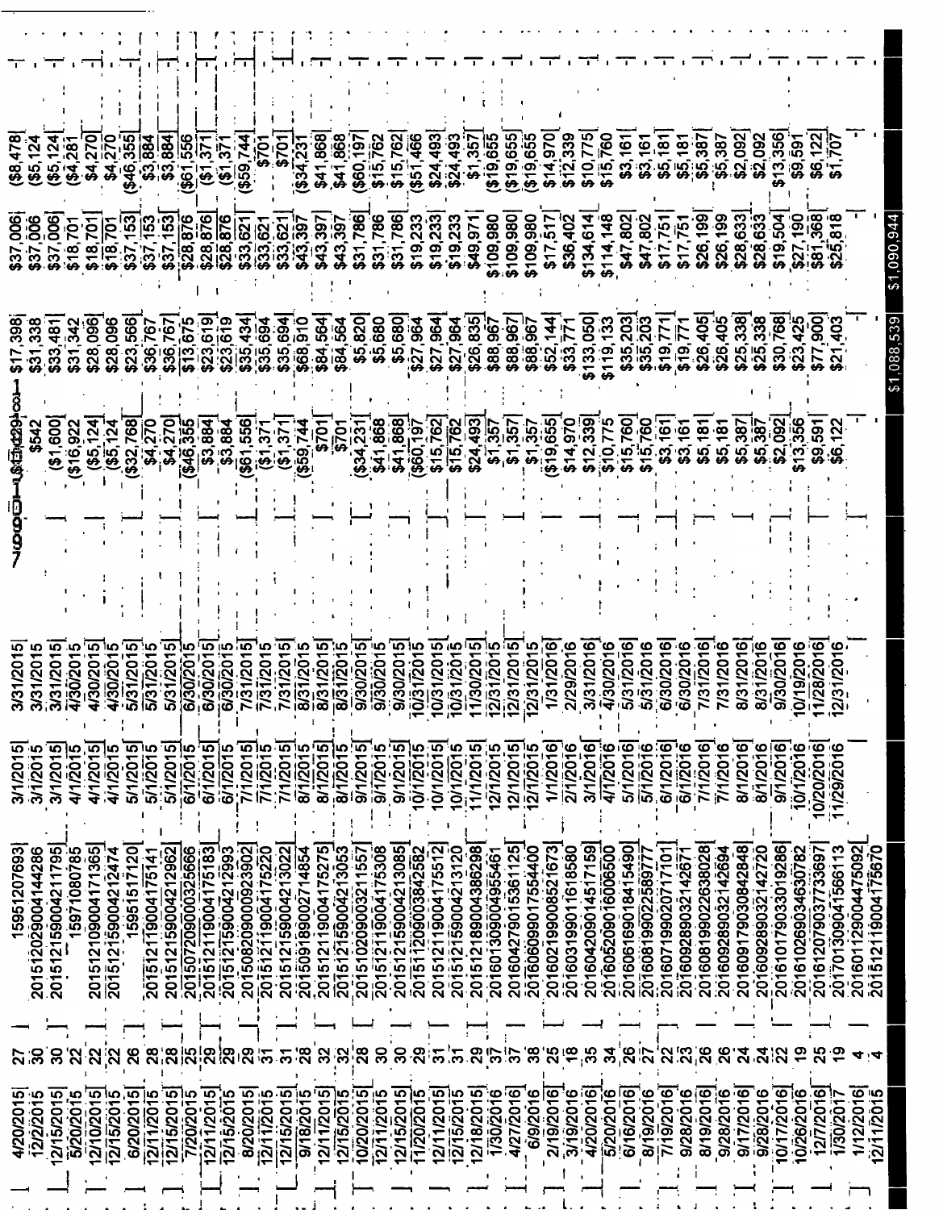| | | | | | | | | |
|---|---|---|---|---|---|---|---|---|
| 4/20/2015 | 27 | 15951207693 | 3/1/2015 | 3/31/2015 | | $17,398 | $37,006 | ($8,478) |
| 12/2/2015 | 30 | 201512029004144286 | 3/1/2015 | 3/31/2015 | $542 | $31,338 | $37,006 | ($5,124) |
| 12/15/2015 | 30 | 201512159004211795 | 3/1/2015 | 3/31/2015 | ($1,600) | $33,481 | $37,006 | ($5,124) |
| 5/20/2015 | 22 | 15971080785 | 4/1/2015 | 4/30/2015 | ($16,922) | $31,342 | $18,701 | ($4,281) |
| 12/10/2015 | 22 | 201512109004171365 | 4/1/2015 | 4/30/2015 | ($5,124) | $28,096 | $18,701 | $4,270 |
| 12/15/2015 | 22 | 201512159004212474 | 4/1/2015 | 4/30/2015 | ($5,124) | $28,096 | $18,701 | $4,270 |
| 6/20/2015 | 26 | 15951517120 | 5/1/2015 | 5/31/2015 | ($32,768) | $23,566 | $37,153 | ($46,355) |
| 12/11/2015 | 28 | 201512119004175141 | 5/1/2015 | 5/31/2015 | $4,270 | $36,767 | $37,153 | $3,884 |
| 12/15/2015 | 28 | 201512159004212962 | 5/1/2015 | 5/31/2015 | $4,270 | $36,767 | $37,153 | $3,884 |
| 7/20/2015 | 25 | 201507209000325666 | 6/1/2015 | 6/30/2015 | ($46,355) | $13,675 | $28,876 | ($61,556) |
| 12/11/2015 | 29 | 201512119004175183 | 6/1/2015 | 6/30/2015 | $3,884 | $23,619 | $28,876 | ($1,371) |
| 12/15/2015 | 29 | 201512159004212993 | 6/1/2015 | 6/30/2015 | $3,884 | $23,619 | $28,876 | ($1,371) |
| 8/20/2015 | 29 | 201508209000923902 | 7/1/2015 | 7/31/2015 | ($61,556) | $35,434 | $33,621 | ($59,744) |
| 12/11/2015 | 31 | 201512119004175220 | 7/1/2015 | 7/31/2015 | ($1,371) | $35,694 | $33,621 | $701 |
| 12/15/2015 | 31 | 201512159004213022 | 7/1/2015 | 7/31/2015 | ($1,371) | $35,694 | $33,621 | $701 |
| 9/18/2015 | 28 | 201509189002714854 | 8/1/2015 | 8/31/2015 | ($59,744) | $68,910 | $43,397 | ($34,231) |
| 12/11/2015 | 32 | 201512119004175275 | 8/1/2015 | 8/31/2015 | $701 | $84,564 | $43,397 | $41,868 |
| 12/15/2015 | 32 | 201512159004213053 | 8/1/2015 | 8/31/2015 | $701 | $84,564 | $43,397 | $41,868 |
| 10/20/2015 | 28 | 201510209000321557 | 9/1/2015 | 9/30/2015 | ($34,231) | $5,820 | $31,786 | ($60,197) |
| 12/11/2015 | 30 | 201512119004175308 | 9/1/2015 | 9/30/2015 | $41,868 | $5,680 | $31,786 | $15,762 |
| 12/15/2015 | 30 | 201512159004213085 | 9/1/2015 | 9/30/2015 | $41,868 | $5,680 | $31,786 | $15,762 |
| 11/20/2015 | 29 | 201511209003842582 | 10/1/2015 | 10/31/2015 | ($60,197) | $27,964 | $19,233 | ($51,466) |
| 12/11/2015 | 31 | 201512119004175512 | 10/1/2015 | 10/31/2015 | $15,762 | $27,964 | $19,233 | $24,493 |
| 12/15/2015 | 31 | 201512159004213120 | 10/1/2015 | 10/31/2015 | $15,762 | $27,964 | $19,233 | $24,493 |
| 12/18/2015 | 29 | 201512189004386298 | 11/1/2015 | 11/30/2015 | $24,493 | $26,835 | $49,971 | $1,357 |
| 1/30/2016 | 37 | 201601309004995461 | 12/1/2015 | 12/31/2015 | $1,357 | $88,967 | $109,980 | ($19,655) |
| 4/27/2016 | 37 | 201604279015361125 | 12/1/2015 | 12/31/2015 | $1,357 | $88,967 | $109,980 | ($19,655) |
| 6/9/2016 | 38 | 201606099017554400 | 12/1/2015 | 12/31/2015 | $1,357 | $88,967 | $109,980 | ($19,655) |
| 2/19/2016 | 25 | 201602199008521673 | 1/1/2016 | 1/31/2016 | ($19,655) | $52,144 | $17,517 | $14,970 |
| 3/19/2016 | 18 | 201603199011618580 | 2/1/2016 | 2/29/2016 | $14,970 | $33,771 | $36,402 | $12,339 |
| 4/20/2016 | 35 | 201604209014517159 | 3/1/2016 | 3/31/2016 | $12,339 | $133,050 | $134,614 | $10,775 |
| 5/20/2016 | 34 | 201605209016006500 | 4/1/2016 | 4/30/2016 | $10,775 | $119,133 | $114,148 | $15,760 |
| 6/16/2016 | 26 | 201606169018415490 | 5/1/2016 | 5/31/2016 | $15,760 | $35,203 | $47,802 | $3,161 |
| 8/19/2016 | 27 | 201608199022589777 | 5/1/2016 | 5/31/2016 | $15,760 | $35,203 | $47,802 | $3,161 |
| 7/19/2016 | 22 | 201607199020717101 | 6/1/2016 | 6/30/2016 | $3,161 | $19,771 | $17,751 | $5,181 |
| 9/28/2016 | 23 | 201609289032142671 | 6/1/2016 | 6/30/2016 | $3,161 | $19,771 | $17,751 | $5,181 |
| 8/19/2016 | 26 | 201608199022638028 | 7/1/2016 | 7/31/2016 | $5,181 | $26,405 | $26,199 | $5,387 |
| 9/28/2016 | 26 | 201609289032142694 | 7/1/2016 | 7/31/2016 | $5,181 | $26,405 | $26,199 | $5,387 |
| 9/17/2016 | 24 | 201609179030842848 | 8/1/2016 | 8/31/2016 | $5,387 | $25,338 | $28,633 | $2,092 |
| 9/28/2016 | 24 | 201609289032142720 | 8/1/2016 | 8/31/2016 | $5,387 | $25,338 | $28,633 | $2,092 |
| 10/17/2016 | 22 | 201610179033019286 | 9/1/2016 | 9/30/2016 | $2,092 | $30,768 | $19,504 | $13,356 |
| 10/26/2016 | 19 | 201610269034630782 | 10/1/2016 | 10/19/2016 | $13,356 | $23,425 | $27,190 | $9,591 |
| 12/7/2016 | 25 | 201612079037733697 | 10/20/2016 | 11/28/2016 | $9,591 | $77,900 | $81,368 | $6,122 |
| 1/30/2017 | 19 | 201701309041566113 | 11/29/2016 | 12/31/2016 | $6,122 | $21,403 | $25,818 | $1,707 |
| 1/12/2016 | 4 | 201601129004475092 | | | - | | | - |
| 12/11/2015 | 4 | 201512119004175670 | | | | | | |
| | | | | | | $1,088,539 | $1,090,944 | |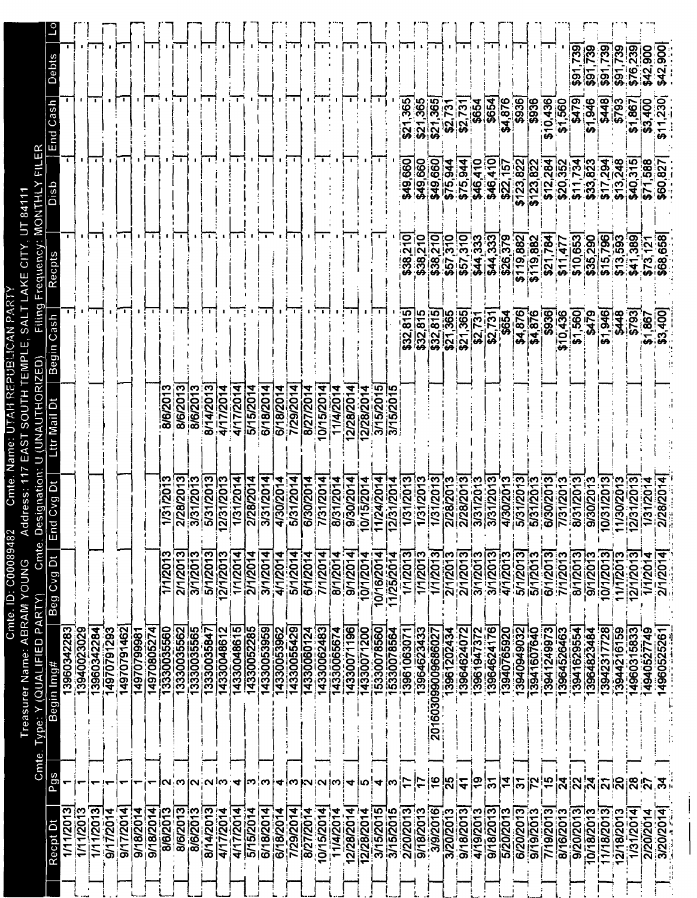Cmte. ID: C00089482 Cmte. Name: UTAH REPUBLICAN PARTY

Treasurer Name: ABRAM YOUNG Address: 117 EAST SOUTH TEMPLE, SALT LAKE CITY, UT 84111

Cmte. Type: Y (QUALIFIED PARTY) Cmte. Designation: U (UNAUTHORIZED) Filing Frequency: MONTHLY FILER

| Recpt Dt | Pgs | Begin Img# | Beg Cvg Dt | End Cvg Dt | Lttr Mail Dt | Begin Cash | Recpts | Disb | End Cash | Debts | Lo |
|---|---|---|---|---|---|---|---|---|---|---|---|
| 1/11/2013 | 1 | 13960342283 | | | | - | - | - | - | - | |
| 1/11/2013 | 1 | 13940023029 | | | | - | - | - | - | - | |
| 1/11/2013 | 1 | 13960342284 | | | | - | - | - | - | - | |
| 9/17/2014 | 1 | 14970791293 | | | | - | - | - | - | - | |
| 9/17/2014 | 1 | 14970791462 | | | | - | - | - | - | - | |
| 9/18/2014 | 1 | 14970799981 | | | | - | - | - | - | - | |
| 9/18/2014 | 1 | 14970805274 | | | | - | - | - | - | - | |
| 8/6/2013 | 2 | 13330035560 | 1/1/2013 | 1/31/2013 | 8/6/2013 | - | - | - | - | - | |
| 8/6/2013 | 3 | 13330035562 | 2/1/2013 | 2/28/2013 | 8/6/2013 | - | - | - | - | - | |
| 8/6/2013 | 2 | 13330035565 | 3/1/2013 | 3/31/2013 | 8/6/2013 | - | - | - | - | - | |
| 8/14/2013 | 2 | 13330035847 | 5/1/2013 | 5/31/2013 | 8/14/2013 | - | - | - | - | - | |
| 4/17/2014 | 3 | 14330048612 | 12/1/2013 | 12/31/2013 | 4/17/2014 | - | - | - | - | - | |
| 4/17/2014 | 4 | 14330048615 | 1/1/2014 | 1/31/2014 | 4/17/2014 | - | - | - | - | - | |
| 5/15/2014 | 3 | 14330052285 | 2/1/2014 | 2/28/2014 | 5/15/2014 | - | - | - | - | - | |
| 6/18/2014 | 3 | 14330053959 | 3/1/2014 | 3/31/2014 | 6/18/2014 | - | - | - | - | - | |
| 6/18/2014 | 4 | 14330053962 | 4/1/2014 | 4/30/2014 | 6/18/2014 | - | - | - | - | - | |
| 7/29/2014 | 3 | 14330055429 | 5/1/2014 | 5/31/2014 | 7/29/2014 | - | - | - | - | - | |
| 8/27/2014 | 2 | 14330060124 | 6/1/2014 | 6/30/2014 | 8/27/2014 | - | - | - | - | - | |
| 10/15/2014 | 2 | 14330062483 | 7/1/2014 | 7/31/2014 | 10/15/2014 | - | - | - | - | - | |
| 11/4/2014 | 3 | 14330065674 | 8/1/2014 | 8/31/2014 | 11/4/2014 | - | - | - | - | - | |
| 12/28/2014 | 4 | 14330071196 | 9/1/2014 | 9/30/2014 | 12/28/2014 | - | - | - | - | - | |
| 12/28/2014 | 5 | 14330071200 | 10/1/2014 | 10/15/2014 | 12/28/2014 | - | - | - | - | - | |
| 3/15/2015 | 4 | 15330078560 | 10/16/2014 | 11/24/2014 | 3/15/2015 | - | - | - | - | - | |
| 3/15/2015 | 3 | 15330078564 | 11/25/2014 | 12/31/2014 | 3/15/2015 | - | - | - | - | - | |
| 2/20/2013 | 17 | 13961063071 | 1/1/2013 | 1/31/2013 | | $32,815 | $38,210 | $49,660 | $21,365 | - | |
| 9/18/2013 | 17 | 13964623433 | 1/1/2013 | 1/31/2013 | | $32,815 | $38,210 | $49,660 | $21,365 | - | |
| 3/9/2016 | 16 | 201603099009686027 | 1/1/2013 | 1/31/2013 | | $32,815 | $38,210 | $49,660 | $21,365 | - | |
| 3/20/2013 | 25 | 13961202434 | 2/1/2013 | 2/28/2013 | | $21,365 | $57,310 | $75,944 | $2,731 | - | |
| 9/18/2013 | 41 | 13964624072 | 2/1/2013 | 2/28/2013 | | $21,365 | $57,310 | $75,944 | $2,731 | - | |
| 4/19/2013 | 19 | 13961947372 | 3/1/2013 | 3/31/2013 | | $2,731 | $44,333 | $46,410 | $654 | - | |
| 9/18/2013 | 31 | 13964624176 | 3/1/2013 | 3/31/2013 | | $2,731 | $44,333 | $46,410 | $654 | - | |
| 5/20/2013 | 14 | 13940765920 | 4/1/2013 | 4/30/2013 | | $654 | $26,379 | $22,157 | $4,876 | - | |
| 6/20/2013 | 31 | 13940949032 | 5/1/2013 | 5/31/2013 | | $4,876 | $119,882 | $123,822 | $936 | - | |
| 9/19/2013 | 72 | 13941607640 | 5/1/2013 | 5/31/2013 | | $4,876 | $119,882 | $123,822 | $936 | - | |
| 7/19/2013 | 15 | 13941249973 | 6/1/2013 | 6/30/2013 | | $936 | $21,784 | $12,284 | $10,436 | - | |
| 8/16/2013 | 24 | 13964526463 | 7/1/2013 | 7/31/2013 | | $10,436 | $11,477 | $20,352 | $1,560 | - | |
| 9/20/2013 | 22 | 13941629554 | 8/1/2013 | 8/31/2013 | | $1,560 | $10,653 | $11,734 | $479 | $91,739 | |
| 10/18/2013 | 24 | 13964823484 | 9/1/2013 | 9/30/2013 | | $479 | $35,290 | $33,823 | $1,946 | $91,739 | |
| 11/18/2013 | 21 | 13942317728 | 10/1/2013 | 10/31/2013 | | $1,946 | $15,796 | $17,294 | $448 | $91,739 | |
| 12/18/2013 | 20 | 13944216159 | 11/1/2013 | 11/30/2013 | | $448 | $13,593 | $13,248 | $793 | $91,739 | |
| 1/31/2014 | 28 | 14960315833 | 12/1/2013 | 12/31/2013 | | $793 | $41,389 | $40,315 | $1,867 | $76,239 | |
| 2/20/2014 | 27 | 14940527749 | 1/1/2014 | 1/31/2014 | | $1,867 | $73,121 | $71,588 | $3,400 | $42,900 | |
| 3/20/2014 | 34 | 14960525261 | 2/1/2014 | 2/28/2014 | | $3,400 | $68,658 | $60,827 | $11,230 | $42,900 | |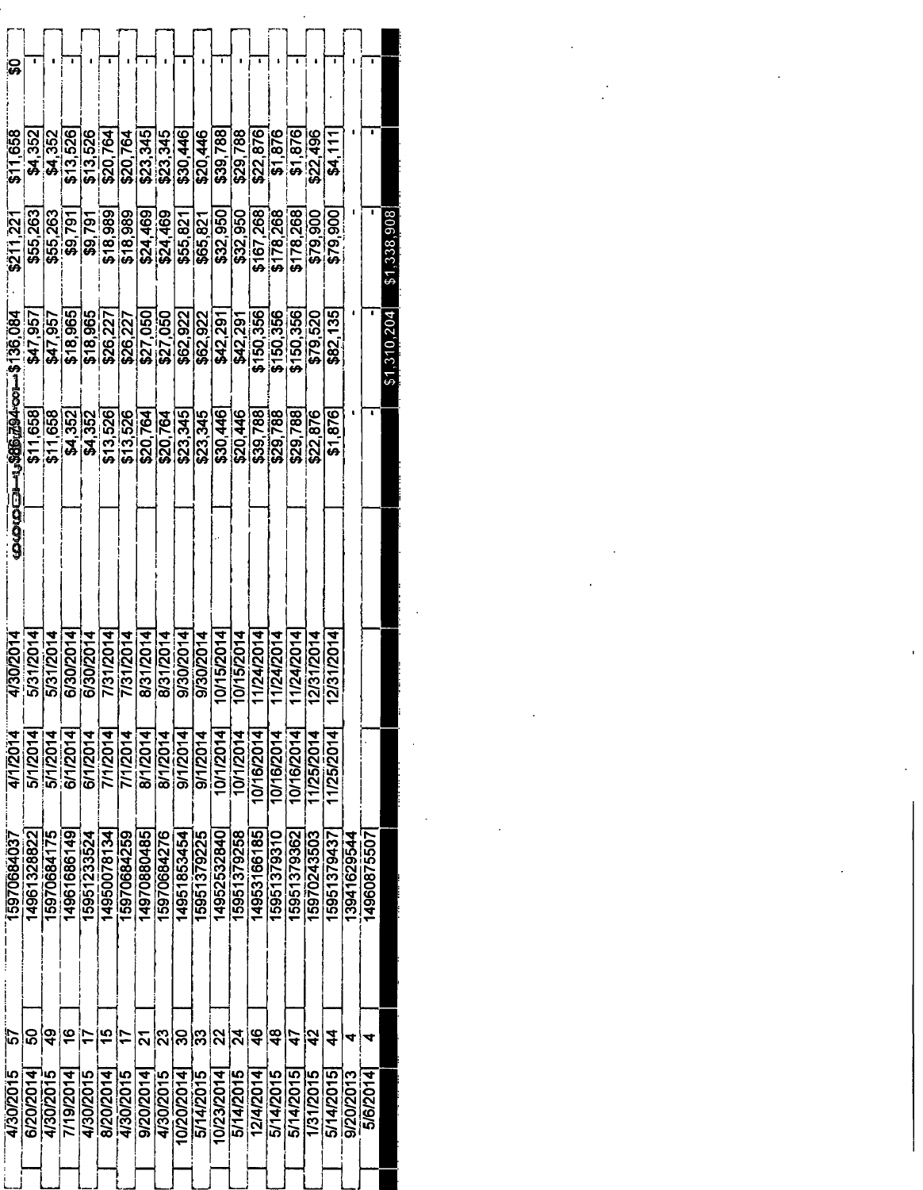| | | | | | | | | | | |
|---|---|---|---|---|---|---|---|---|---|---|
| 4/30/2015 | 57 | 15970684037 | 4/1/2014 | 4/30/2014 | | $66,794 | $136,084 | $211,221 | $11,658 | $0 |
| 6/20/2014 | 50 | 14961328822 | 5/1/2014 | 5/31/2014 | | $11,658 | $47,957 | $55,263 | $4,352 | - |
| 4/30/2015 | 49 | 15970684175 | 5/1/2014 | 5/31/2014 | | $11,658 | $47,957 | $55,263 | $4,352 | - |
| 7/19/2014 | 16 | 14961686149 | 6/1/2014 | 6/30/2014 | | $4,352 | $18,965 | $9,791 | $13,526 | - |
| 4/30/2015 | 17 | 15951233524 | 6/1/2014 | 6/30/2014 | | $4,352 | $18,965 | $9,791 | $13,526 | - |
| 8/20/2014 | 15 | 14950078134 | 7/1/2014 | 7/31/2014 | | $13,526 | $26,227 | $18,989 | $20,764 | - |
| 4/30/2015 | 17 | 15970684259 | 7/1/2014 | 7/31/2014 | | $13,526 | $26,227 | $18,989 | $20,764 | - |
| 9/20/2014 | 21 | 14970880485 | 8/1/2014 | 8/31/2014 | | $20,764 | $27,050 | $24,469 | $23,345 | - |
| 4/30/2015 | 23 | 15970684276 | 8/1/2014 | 8/31/2014 | | $20,764 | $27,050 | $24,469 | $23,345 | - |
| 10/20/2014 | 30 | 14951853454 | 9/1/2014 | 9/30/2014 | | $23,345 | $62,922 | $55,821 | $30,446 | - |
| 5/14/2015 | 33 | 15951379225 | 9/1/2014 | 9/30/2014 | | $23,345 | $62,922 | $65,821 | $20,446 | - |
| 10/23/2014 | 22 | 14952532840 | 10/1/2014 | 10/15/2014 | | $30,446 | $42,291 | $32,950 | $39,788 | - |
| 5/14/2015 | 24 | 15951379258 | 10/1/2014 | 10/15/2014 | | $20,446 | $42,291 | $32,950 | $29,788 | - |
| 12/4/2014 | 46 | 14953166185 | 10/16/2014 | 11/24/2014 | | $39,788 | $150,356 | $167,268 | $22,876 | - |
| 5/14/2015 | 48 | 15951379310 | 10/16/2014 | 11/24/2014 | | $29,788 | $150,356 | $178,268 | $1,876 | - |
| 5/14/2015 | 47 | 15951379362 | 10/16/2014 | 11/24/2014 | | $29,788 | $150,356 | $178,268 | $1,876 | - |
| 1/31/2015 | 42 | 15970243503 | 11/25/2014 | 12/31/2014 | | $22,876 | $79,520 | $79,900 | $22,496 | - |
| 5/14/2015 | 44 | 15951379437 | 11/25/2014 | 12/31/2014 | | $1,876 | $82,135 | $79,900 | $4,111 | - |
| 9/20/2013 | 4 | 13941629544 | | | | - | - | - | - | - |
| 5/6/2014 | 4 | 14960875507 | | | | - | - | - | - | - |
| | | | | | | | $1,310,204 | $1,338,908 | | |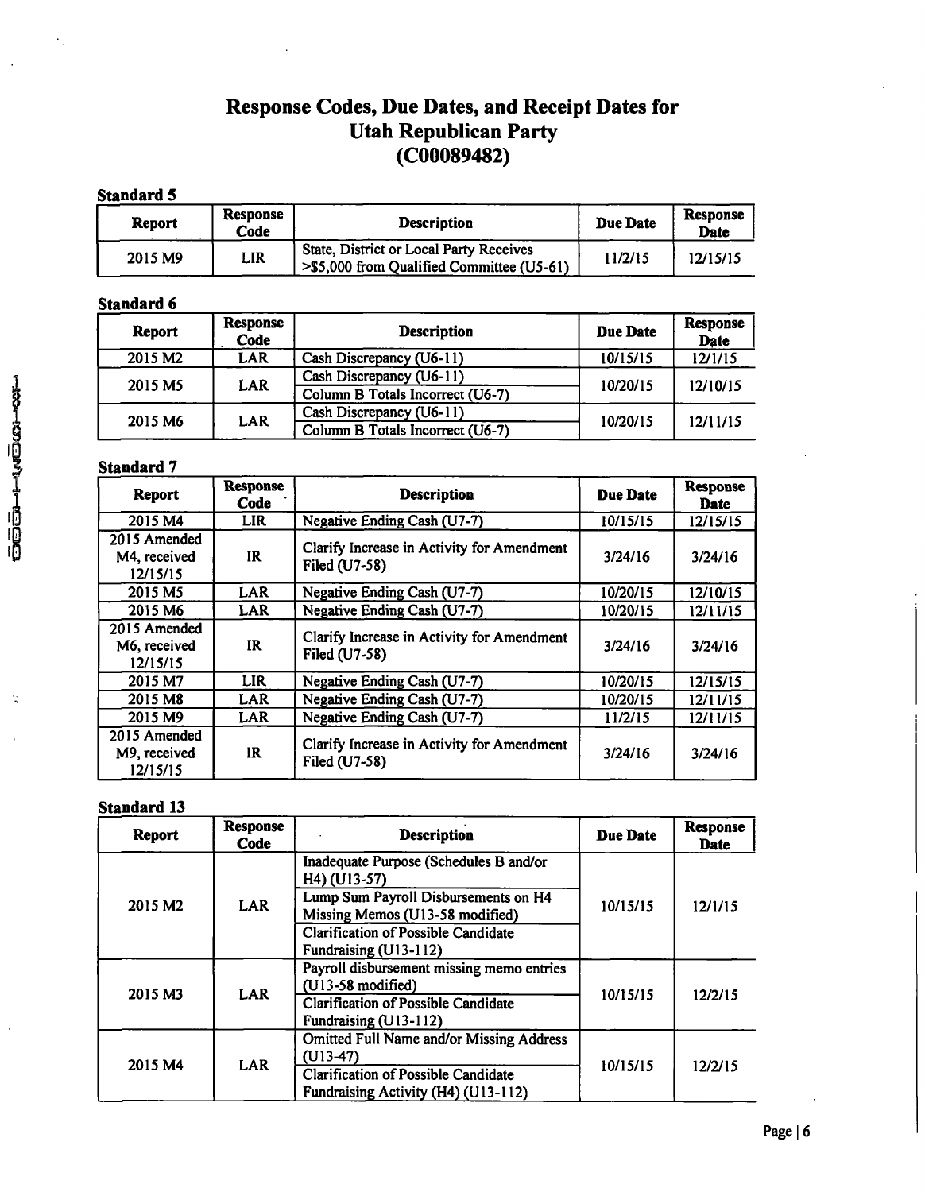# Response Codes, Due Dates, and Receipt Dates for Utah Republican Party (C00089482)

### Standard 5

| Report | Response Code | Description | Due Date | Response Date |
|---|---|---|---|---|
| 2015 M9 | LIR | State, District or Local Party Receives >$5,000 from Qualified Committee (U5-61) | 11/2/15 | 12/15/15 |

### Standard 6

| Report | Response Code | Description | Due Date | Response Date |
|---|---|---|---|---|
| 2015 M2 | LAR | Cash Discrepancy (U6-11) | 10/15/15 | 12/1/15 |
| 2015 M5 | LAR | Cash Discrepancy (U6-11)<br>Column B Totals Incorrect (U6-7) | 10/20/15 | 12/10/15 |
| 2015 M6 | LAR | Cash Discrepancy (U6-11)<br>Column B Totals Incorrect (U6-7) | 10/20/15 | 12/11/15 |

### Standard 7

| Report | Response Code | Description | Due Date | Response Date |
|---|---|---|---|---|
| 2015 M4 | LIR | Negative Ending Cash (U7-7) | 10/15/15 | 12/15/15 |
| 2015 Amended M4, received 12/15/15 | IR | Clarify Increase in Activity for Amendment Filed (U7-58) | 3/24/16 | 3/24/16 |
| 2015 M5 | LAR | Negative Ending Cash (U7-7) | 10/20/15 | 12/10/15 |
| 2015 M6 | LAR | Negative Ending Cash (U7-7) | 10/20/15 | 12/11/15 |
| 2015 Amended M6, received 12/15/15 | IR | Clarify Increase in Activity for Amendment Filed (U7-58) | 3/24/16 | 3/24/16 |
| 2015 M7 | LIR | Negative Ending Cash (U7-7) | 10/20/15 | 12/15/15 |
| 2015 M8 | LAR | Negative Ending Cash (U7-7) | 10/20/15 | 12/11/15 |
| 2015 M9 | LAR | Negative Ending Cash (U7-7) | 11/2/15 | 12/11/15 |
| 2015 Amended M9, received 12/15/15 | IR | Clarify Increase in Activity for Amendment Filed (U7-58) | 3/24/16 | 3/24/16 |

### Standard 13

| Report | Response Code | Description | Due Date | Response Date |
|---|---|---|---|---|
| 2015 M2 | LAR | Inadequate Purpose (Schedules B and/or H4) (U13-57)<br>Lump Sum Payroll Disbursements on H4 Missing Memos (U13-58 modified)<br>Clarification of Possible Candidate Fundraising (U13-112) | 10/15/15 | 12/1/15 |
| 2015 M3 | LAR | Payroll disbursement missing memo entries (U13-58 modified)<br>Clarification of Possible Candidate Fundraising (U13-112) | 10/15/15 | 12/2/15 |
| 2015 M4 | LAR | Omitted Full Name and/or Missing Address (U13-47)<br>Clarification of Possible Candidate Fundraising Activity (H4) (U13-112) | 10/15/15 | 12/2/15 |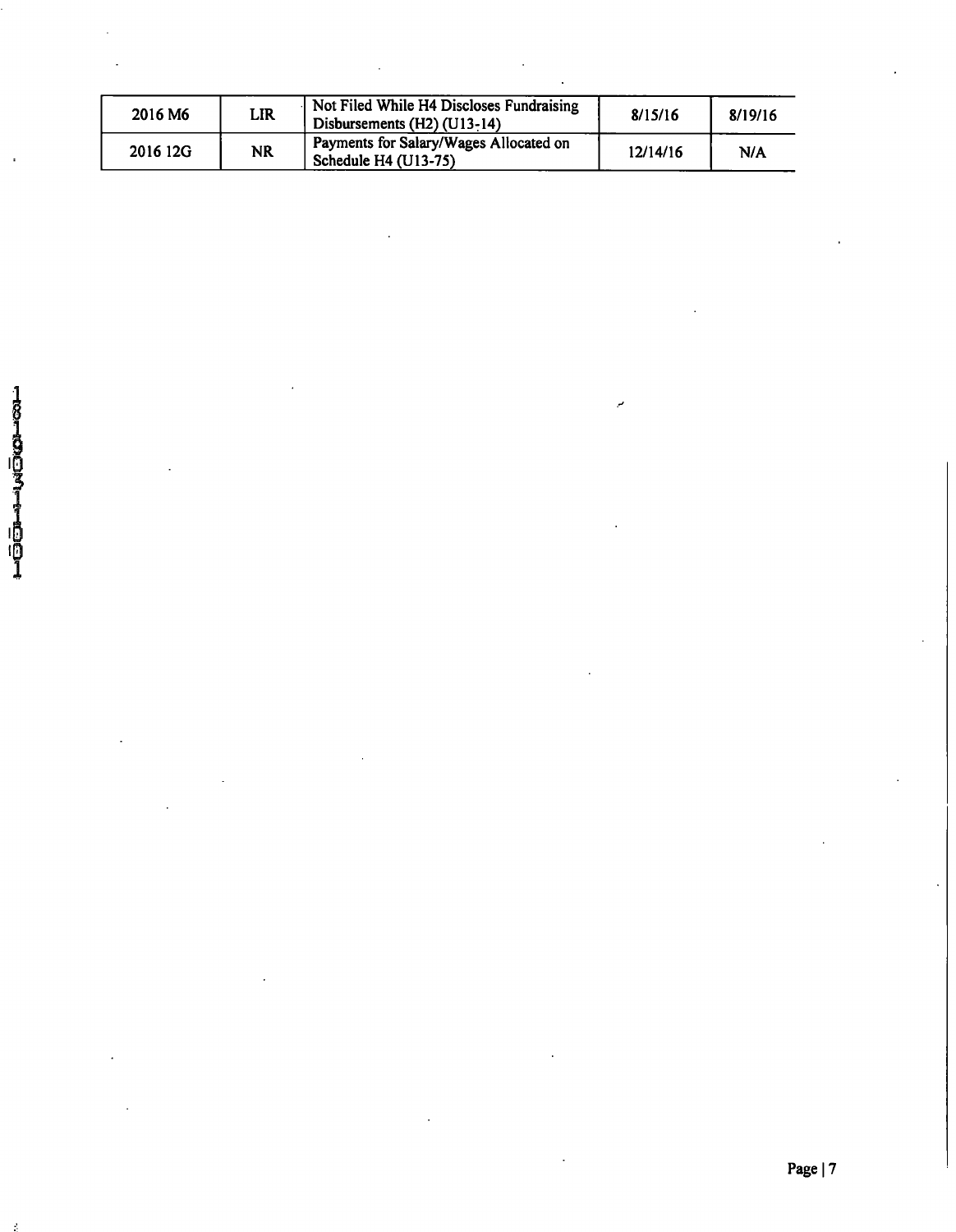| 2016 M6 | LIR | Not Filed While H4 Discloses Fundraising Disbursements (H2) (U13-14) | 8/15/16 | 8/19/16 |
|---|---|---|---|---|
| 2016 12G | NR | Payments for Salary/Wages Allocated on Schedule H4 (U13-75) | 12/14/16 | N/A |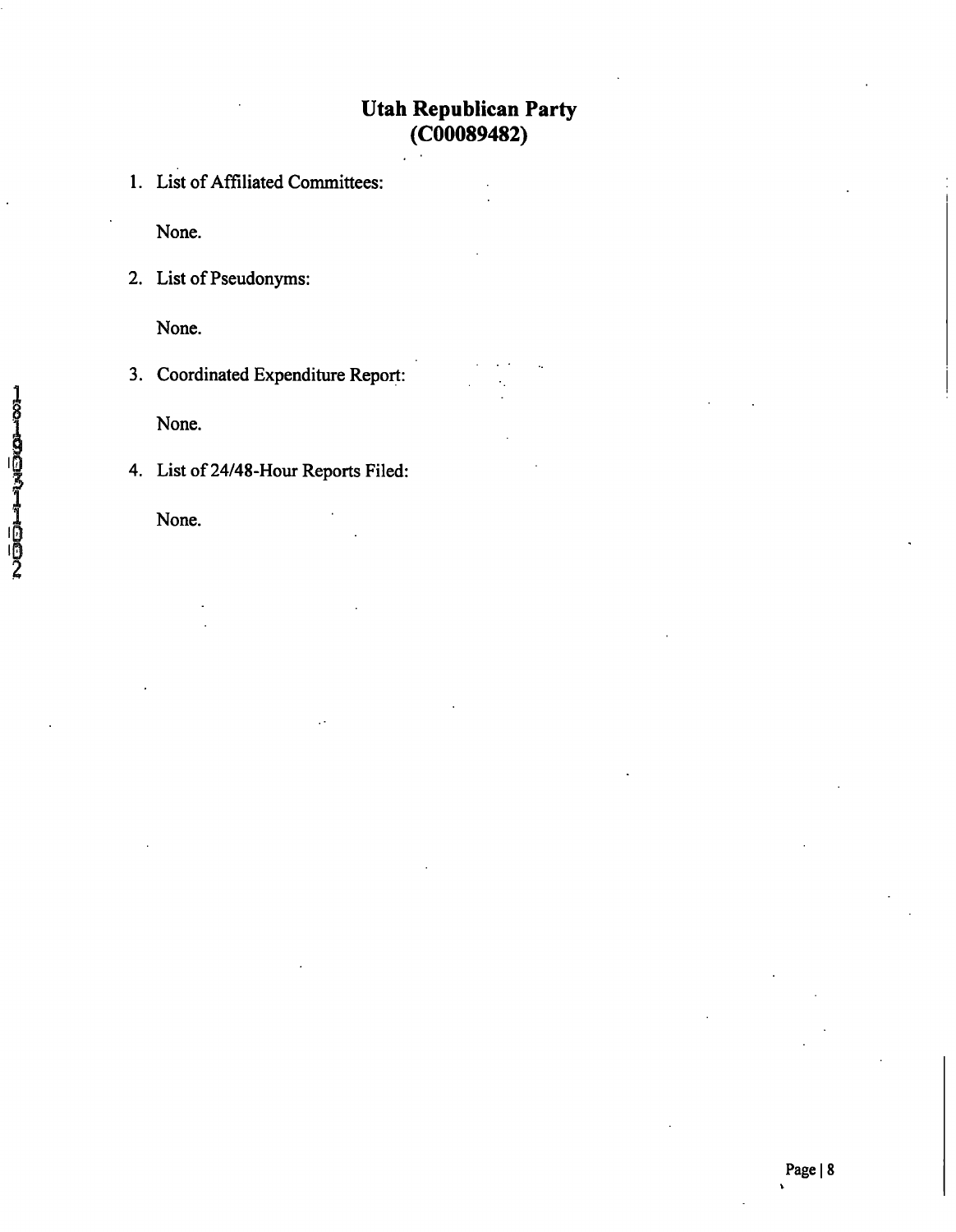# Utah Republican Party
# (C00089482)

1. List of Affiliated Committees:

   None.

2. List of Pseudonyms:

   None.

3. Coordinated Expenditure Report:

   None.

4. List of 24/48-Hour Reports Filed:

   None.